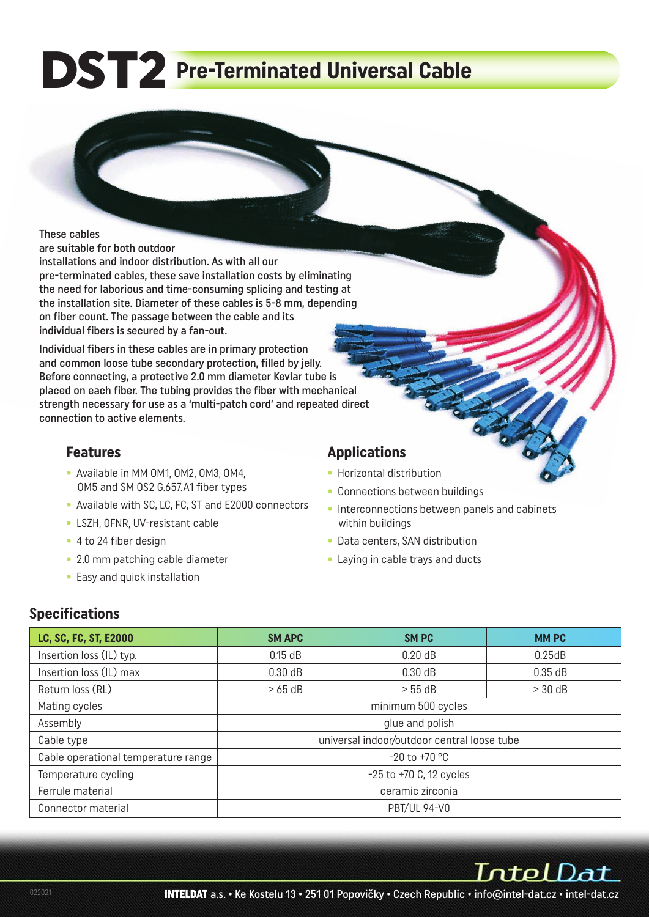# DST2 Pre-Terminated Universal Cable

These cables are suitable for both outdoor installations and indoor distribution. As with all our pre-terminated cables, these save installation costs by eliminating the need for laborious and time-consuming splicing and testing at the installation site. Diameter of these cables is 5-8 mm, depending on fiber count. The passage between the cable and its individual fibers is secured by a fan-out.

Individual fibers in these cables are in primary protection and common loose tube secondary protection, filled by jelly. Before connecting, a protective 2.0 mm diameter Kevlar tube is placed on each fiber. The tubing provides the fiber with mechanical strength necessary for use as a 'multi-patch cord' and repeated direct connection to active elements.

## Features

- Available in MM OM1, OM2, OM3, OM4, OM5 and SM OS2 G.657.A1 fiber types
- Available with SC, LC, FC, ST and E2000 connectors
- LSZH, OFNR, UV-resistant cable
- 4 to 24 fiber design
- 2.0 mm patching cable diameter
- Easy and quick installation

## Applications

- Horizontal distribution
- Connections between buildings
- Interconnections between panels and cabinets within buildings
- Data centers, SAN distribution
- Laying in cable trays and ducts

## Specifications

| LC, SC, FC, ST, E2000 | SM APC | SM PC | MM PC |
|---|---|---|---|
| Insertion loss (IL) typ. | 0.15 dB | 0.20 dB | 0.25dB |
| Insertion loss (IL) max | 0.30 dB | 0.30 dB | 0.35 dB |
| Return loss (RL) | > 65 dB | > 55 dB | > 30 dB |
| Mating cycles | minimum 500 cycles | | |
| Assembly | glue and polish | | |
| Cable type | universal indoor/outdoor central loose tube | | |
| Cable operational temperature range | -20 to +70 °C | | |
| Temperature cycling | -25 to +70 C, 12 cycles | | |
| Ferrule material | ceramic zirconia | | |
| Connector material | PBT/UL 94-V0 | | |

IntelDat

**INTELDAT** a.s. • Ke Kostelu 13 • 251 01 Popovičky • Czech Republic • info@intel-dat.cz • intel-dat.cz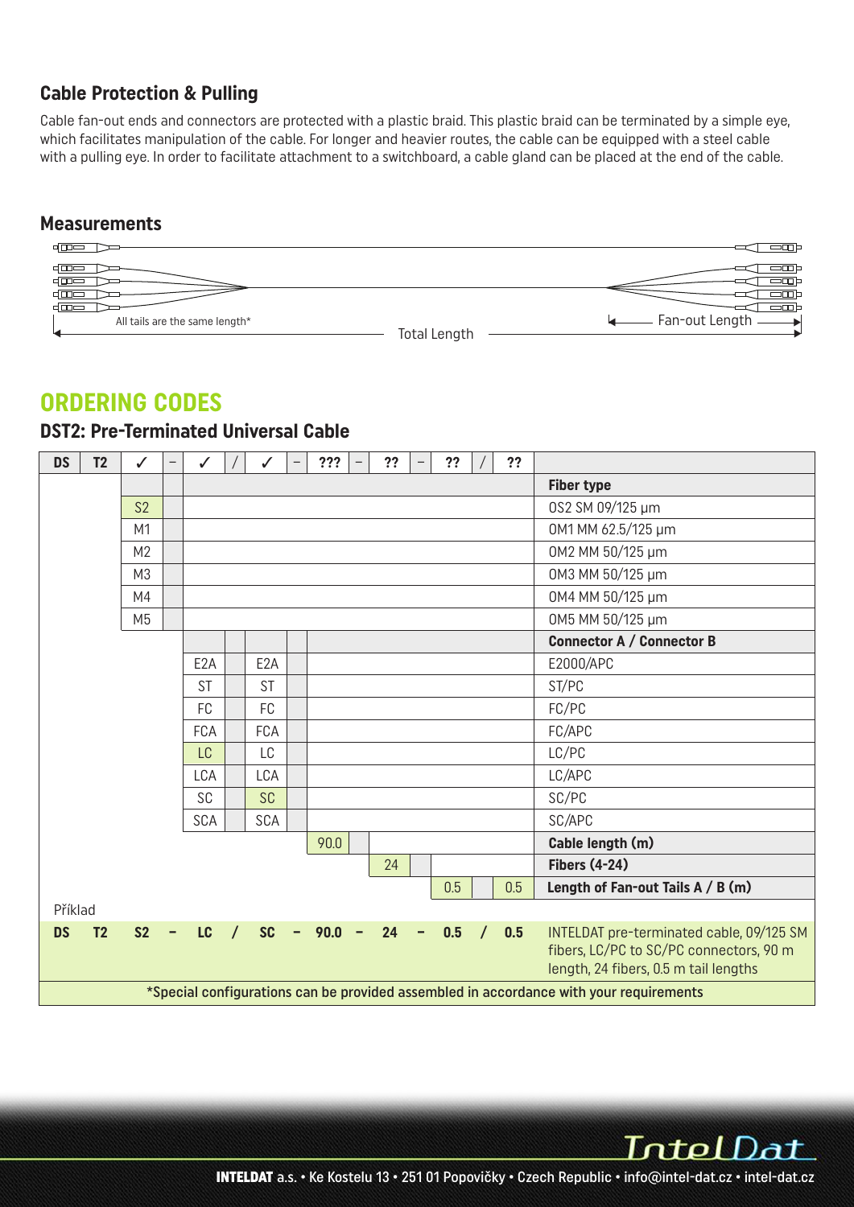### Cable Protection & Pulling

Cable fan-out ends and connectors are protected with a plastic braid. This plastic braid can be terminated by a simple eye, which facilitates manipulation of the cable. For longer and heavier routes, the cable can be equipped with a steel cable with a pulling eye. In order to facilitate attachment to a switchboard, a cable gland can be placed at the end of the cable.

### Measurements

All tails are the same length*

Total Length

Fan-out Length

## ORDERING CODES

### DST2: Pre-Terminated Universal Cable

| DS | T2 | ✓ | – | ✓ | / | ✓ | – | ??? | – | ?? | – | ?? | / | ?? | |
|---|---|---|---|---|---|---|---|---|---|---|---|---|---|---|---|
| | | | | | | | | | | | | | | | **Fiber type** |
| | | S2 | | | | | | | | | | | | | OS2 SM 09/125 µm |
| | | M1 | | | | | | | | | | | | | OM1 MM 62.5/125 µm |
| | | M2 | | | | | | | | | | | | | OM2 MM 50/125 µm |
| | | M3 | | | | | | | | | | | | | OM3 MM 50/125 µm |
| | | M4 | | | | | | | | | | | | | OM4 MM 50/125 µm |
| | | M5 | | | | | | | | | | | | | OM5 MM 50/125 µm |
| | | | | | | | | | | | | | | | **Connector A / Connector B** |
| | | | | E2A | | E2A | | | | | | | | | E2000/APC |
| | | | | ST | | ST | | | | | | | | | ST/PC |
| | | | | FC | | FC | | | | | | | | | FC/PC |
| | | | | FCA | | FCA | | | | | | | | | FC/APC |
| | | | | LC | | LC | | | | | | | | | LC/PC |
| | | | | LCA | | LCA | | | | | | | | | LC/APC |
| | | | | SC | | SC | | | | | | | | | SC/PC |
| | | | | SCA | | SCA | | | | | | | | | SC/APC |
| | | | | | | | | 90.0 | | | | | | | **Cable length (m)** |
| | | | | | | | | | | 24 | | | | | **Fibers (4-24)** |
| | | | | | | | | | | | | 0.5 | | 0.5 | **Length of Fan-out Tails A / B (m)** |
| Příklad | | | | | | | | | | | | | | | |
| **DS** | **T2** | **S2** | **–** | **LC** | **/** | **SC** | **–** | **90.0** | **–** | **24** | **–** | **0.5** | **/** | **0.5** | INTELDAT pre-terminated cable, 09/125 SM fibers, LC/PC to SC/PC connectors, 90 m length, 24 fibers, 0.5 m tail lengths |
| *Special configurations can be provided assembled in accordance with your requirements | | | | | | | | | | | | | | | |

**INTELDAT** a.s. • Ke Kostelu 13 • 251 01 Popovičky • Czech Republic • info@intel-dat.cz • intel-dat.cz